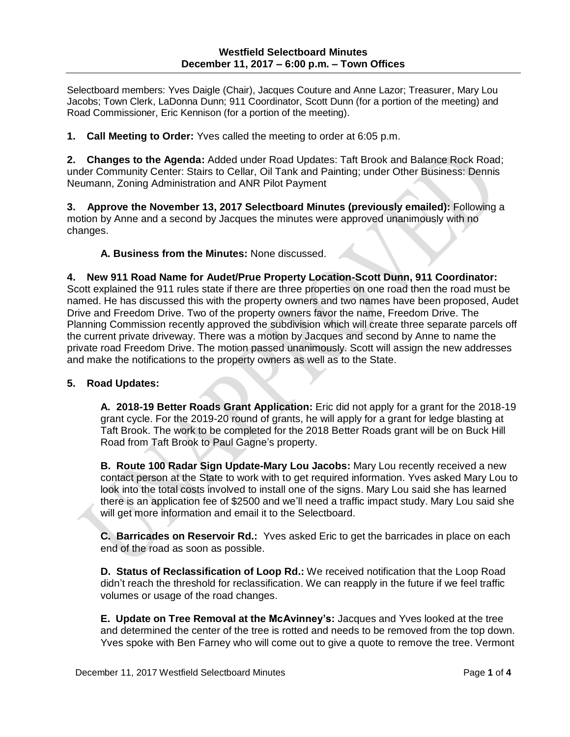**Westfield Selectboard Minutes**
**December 11, 2017 – 6:00 p.m. – Town Offices**

Selectboard members: Yves Daigle (Chair), Jacques Couture and Anne Lazor; Treasurer, Mary Lou Jacobs; Town Clerk, LaDonna Dunn; 911 Coordinator, Scott Dunn (for a portion of the meeting) and Road Commissioner, Eric Kennison (for a portion of the meeting).

**1. Call Meeting to Order:** Yves called the meeting to order at 6:05 p.m.

**2. Changes to the Agenda:** Added under Road Updates: Taft Brook and Balance Rock Road; under Community Center: Stairs to Cellar, Oil Tank and Painting; under Other Business: Dennis Neumann, Zoning Administration and ANR Pilot Payment

**3. Approve the November 13, 2017 Selectboard Minutes (previously emailed):** Following a motion by Anne and a second by Jacques the minutes were approved unanimously with no changes.

**A. Business from the Minutes:** None discussed.

**4. New 911 Road Name for Audet/Prue Property Location-Scott Dunn, 911 Coordinator:** Scott explained the 911 rules state if there are three properties on one road then the road must be named. He has discussed this with the property owners and two names have been proposed, Audet Drive and Freedom Drive. Two of the property owners favor the name, Freedom Drive. The Planning Commission recently approved the subdivision which will create three separate parcels off the current private driveway. There was a motion by Jacques and second by Anne to name the private road Freedom Drive. The motion passed unanimously. Scott will assign the new addresses and make the notifications to the property owners as well as to the State.

**5. Road Updates:**

**A. 2018-19 Better Roads Grant Application:** Eric did not apply for a grant for the 2018-19 grant cycle. For the 2019-20 round of grants, he will apply for a grant for ledge blasting at Taft Brook. The work to be completed for the 2018 Better Roads grant will be on Buck Hill Road from Taft Brook to Paul Gagne's property.

**B. Route 100 Radar Sign Update-Mary Lou Jacobs:** Mary Lou recently received a new contact person at the State to work with to get required information. Yves asked Mary Lou to look into the total costs involved to install one of the signs. Mary Lou said she has learned there is an application fee of $2500 and we'll need a traffic impact study. Mary Lou said she will get more information and email it to the Selectboard.

**C. Barricades on Reservoir Rd.:** Yves asked Eric to get the barricades in place on each end of the road as soon as possible.

**D. Status of Reclassification of Loop Rd.:** We received notification that the Loop Road didn't reach the threshold for reclassification. We can reapply in the future if we feel traffic volumes or usage of the road changes.

**E. Update on Tree Removal at the McAvinney's:** Jacques and Yves looked at the tree and determined the center of the tree is rotted and needs to be removed from the top down. Yves spoke with Ben Farney who will come out to give a quote to remove the tree. Vermont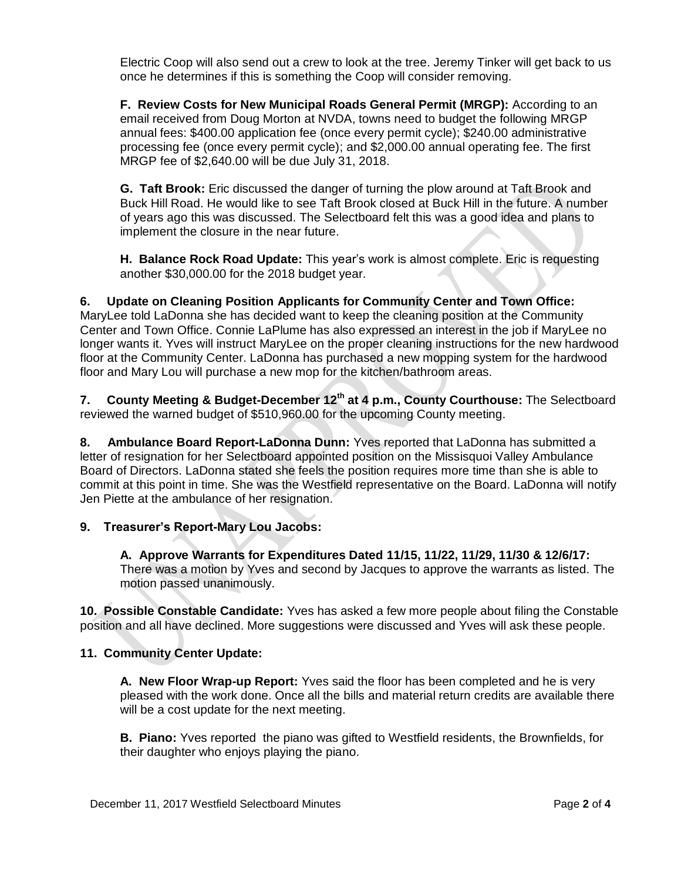Electric Coop will also send out a crew to look at the tree. Jeremy Tinker will get back to us once he determines if this is something the Coop will consider removing.

**F. Review Costs for New Municipal Roads General Permit (MRGP):** According to an email received from Doug Morton at NVDA, towns need to budget the following MRGP annual fees: $400.00 application fee (once every permit cycle); $240.00 administrative processing fee (once every permit cycle); and $2,000.00 annual operating fee. The first MRGP fee of $2,640.00 will be due July 31, 2018.

**G. Taft Brook:** Eric discussed the danger of turning the plow around at Taft Brook and Buck Hill Road. He would like to see Taft Brook closed at Buck Hill in the future. A number of years ago this was discussed. The Selectboard felt this was a good idea and plans to implement the closure in the near future.

**H. Balance Rock Road Update:** This year's work is almost complete. Eric is requesting another $30,000.00 for the 2018 budget year.

**6. Update on Cleaning Position Applicants for Community Center and Town Office:** MaryLee told LaDonna she has decided want to keep the cleaning position at the Community Center and Town Office. Connie LaPlume has also expressed an interest in the job if MaryLee no longer wants it. Yves will instruct MaryLee on the proper cleaning instructions for the new hardwood floor at the Community Center. LaDonna has purchased a new mopping system for the hardwood floor and Mary Lou will purchase a new mop for the kitchen/bathroom areas.

**7. County Meeting & Budget-December 12th at 4 p.m., County Courthouse:** The Selectboard reviewed the warned budget of $510,960.00 for the upcoming County meeting.

**8. Ambulance Board Report-LaDonna Dunn:** Yves reported that LaDonna has submitted a letter of resignation for her Selectboard appointed position on the Missisquoi Valley Ambulance Board of Directors. LaDonna stated she feels the position requires more time than she is able to commit at this point in time. She was the Westfield representative on the Board. LaDonna will notify Jen Piette at the ambulance of her resignation.

**9. Treasurer's Report-Mary Lou Jacobs:**

**A. Approve Warrants for Expenditures Dated 11/15, 11/22, 11/29, 11/30 & 12/6/17:** There was a motion by Yves and second by Jacques to approve the warrants as listed. The motion passed unanimously.

**10. Possible Constable Candidate:** Yves has asked a few more people about filing the Constable position and all have declined. More suggestions were discussed and Yves will ask these people.

**11. Community Center Update:**

**A. New Floor Wrap-up Report:** Yves said the floor has been completed and he is very pleased with the work done. Once all the bills and material return credits are available there will be a cost update for the next meeting.

**B. Piano:** Yves reported the piano was gifted to Westfield residents, the Brownfields, for their daughter who enjoys playing the piano.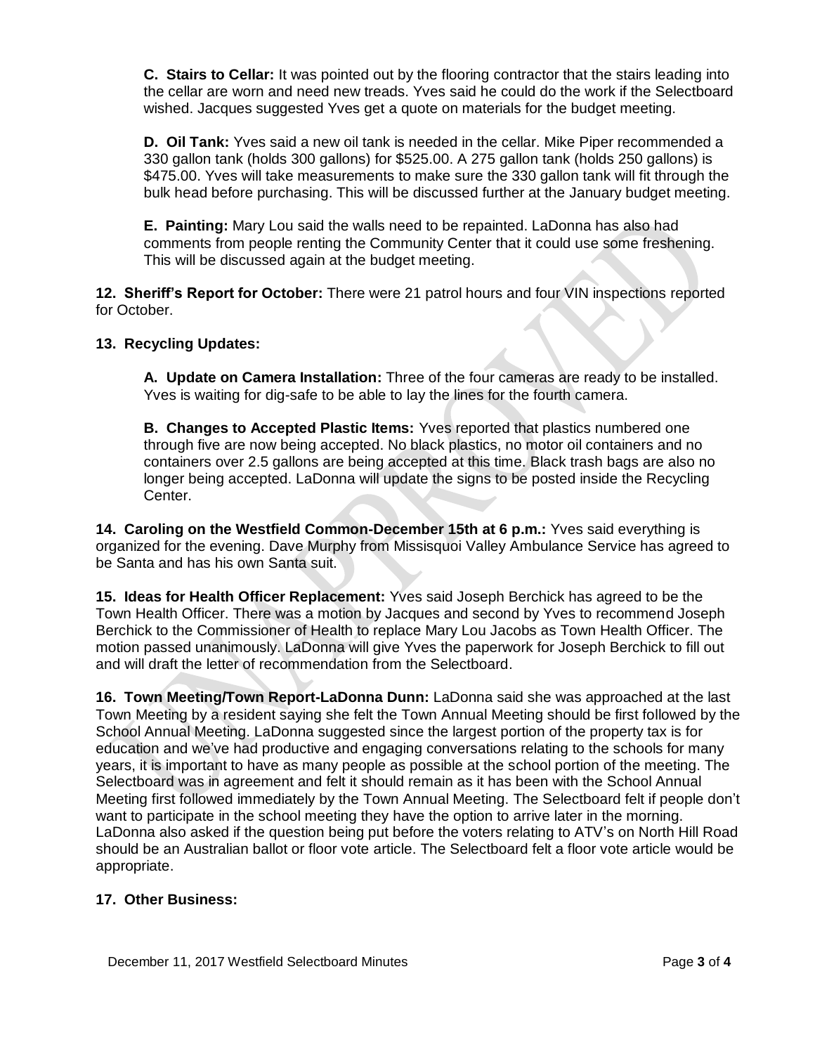**C. Stairs to Cellar:** It was pointed out by the flooring contractor that the stairs leading into the cellar are worn and need new treads. Yves said he could do the work if the Selectboard wished. Jacques suggested Yves get a quote on materials for the budget meeting.

**D. Oil Tank:** Yves said a new oil tank is needed in the cellar. Mike Piper recommended a 330 gallon tank (holds 300 gallons) for $525.00. A 275 gallon tank (holds 250 gallons) is $475.00. Yves will take measurements to make sure the 330 gallon tank will fit through the bulk head before purchasing. This will be discussed further at the January budget meeting.

**E. Painting:** Mary Lou said the walls need to be repainted. LaDonna has also had comments from people renting the Community Center that it could use some freshening. This will be discussed again at the budget meeting.

**12. Sheriff's Report for October:** There were 21 patrol hours and four VIN inspections reported for October.

**13. Recycling Updates:**

**A. Update on Camera Installation:** Three of the four cameras are ready to be installed. Yves is waiting for dig-safe to be able to lay the lines for the fourth camera.

**B. Changes to Accepted Plastic Items:** Yves reported that plastics numbered one through five are now being accepted. No black plastics, no motor oil containers and no containers over 2.5 gallons are being accepted at this time. Black trash bags are also no longer being accepted. LaDonna will update the signs to be posted inside the Recycling Center.

**14. Caroling on the Westfield Common-December 15th at 6 p.m.:** Yves said everything is organized for the evening. Dave Murphy from Missisquoi Valley Ambulance Service has agreed to be Santa and has his own Santa suit.

**15. Ideas for Health Officer Replacement:** Yves said Joseph Berchick has agreed to be the Town Health Officer. There was a motion by Jacques and second by Yves to recommend Joseph Berchick to the Commissioner of Health to replace Mary Lou Jacobs as Town Health Officer. The motion passed unanimously. LaDonna will give Yves the paperwork for Joseph Berchick to fill out and will draft the letter of recommendation from the Selectboard.

**16. Town Meeting/Town Report-LaDonna Dunn:** LaDonna said she was approached at the last Town Meeting by a resident saying she felt the Town Annual Meeting should be first followed by the School Annual Meeting. LaDonna suggested since the largest portion of the property tax is for education and we've had productive and engaging conversations relating to the schools for many years, it is important to have as many people as possible at the school portion of the meeting. The Selectboard was in agreement and felt it should remain as it has been with the School Annual Meeting first followed immediately by the Town Annual Meeting. The Selectboard felt if people don't want to participate in the school meeting they have the option to arrive later in the morning. LaDonna also asked if the question being put before the voters relating to ATV's on North Hill Road should be an Australian ballot or floor vote article. The Selectboard felt a floor vote article would be appropriate.

**17. Other Business:**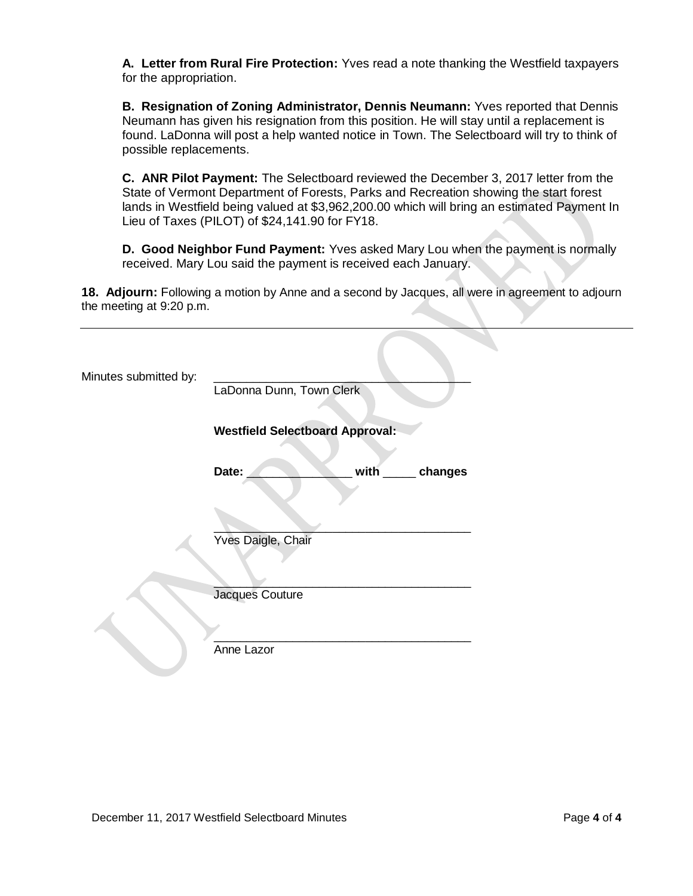**A. Letter from Rural Fire Protection:** Yves read a note thanking the Westfield taxpayers for the appropriation.

**B. Resignation of Zoning Administrator, Dennis Neumann:** Yves reported that Dennis Neumann has given his resignation from this position. He will stay until a replacement is found. LaDonna will post a help wanted notice in Town. The Selectboard will try to think of possible replacements.

**C. ANR Pilot Payment:** The Selectboard reviewed the December 3, 2017 letter from the State of Vermont Department of Forests, Parks and Recreation showing the start forest lands in Westfield being valued at $3,962,200.00 which will bring an estimated Payment In Lieu of Taxes (PILOT) of $24,141.90 for FY18.

**D. Good Neighbor Fund Payment:** Yves asked Mary Lou when the payment is normally received. Mary Lou said the payment is received each January.

**18. Adjourn:** Following a motion by Anne and a second by Jacques, all were in agreement to adjourn the meeting at 9:20 p.m.

---

Minutes submitted by: ______________________________________
LaDonna Dunn, Town Clerk

**Westfield Selectboard Approval:**

**Date:** _______________ **with** _____ **changes**

______________________________________
Yves Daigle, Chair

______________________________________
Jacques Couture

______________________________________
Anne Lazor

UNAPPROVED